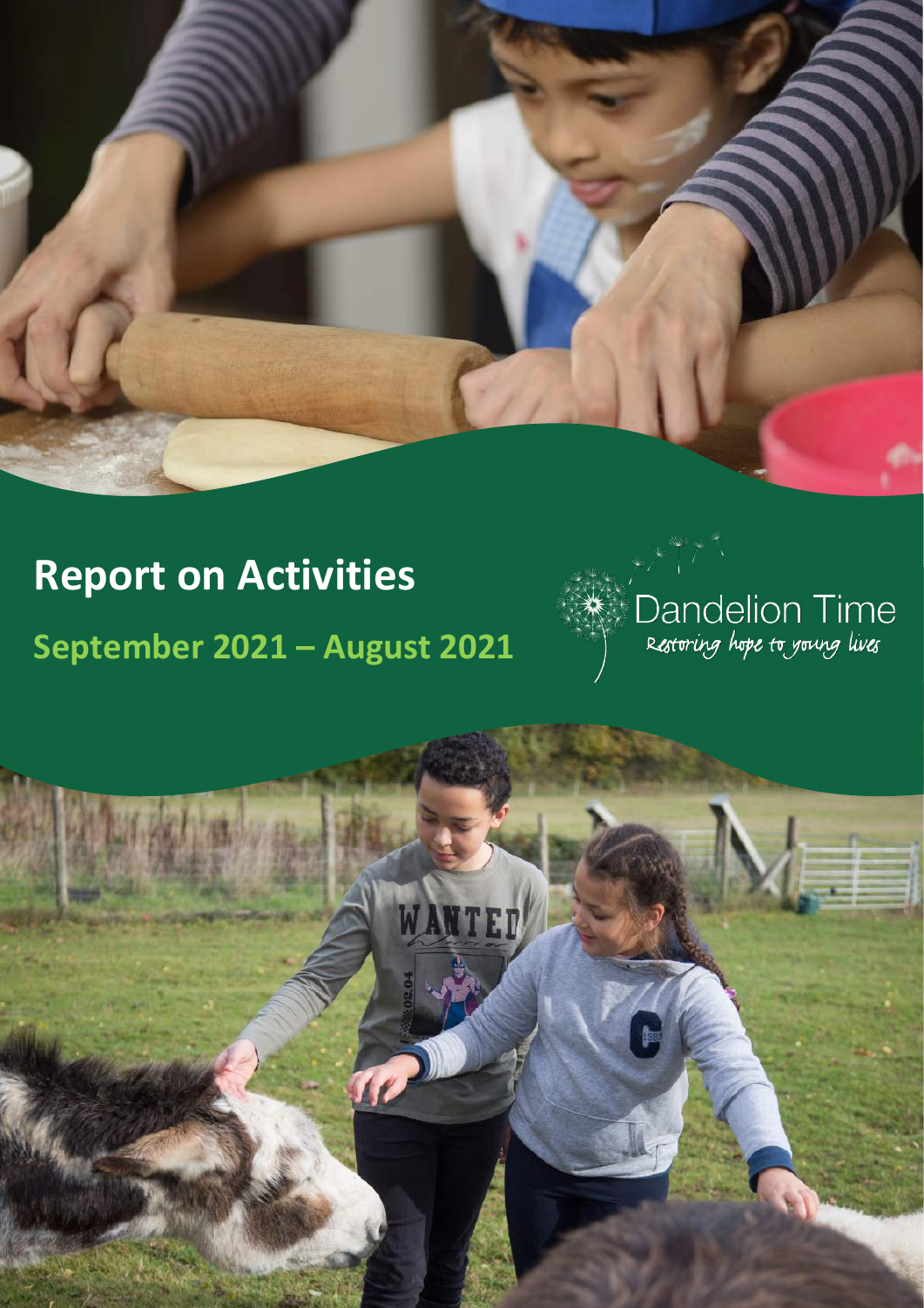# Report on Activities

## September 2021 – August 2021

Dandelion Time

*Restoring hope to young lives*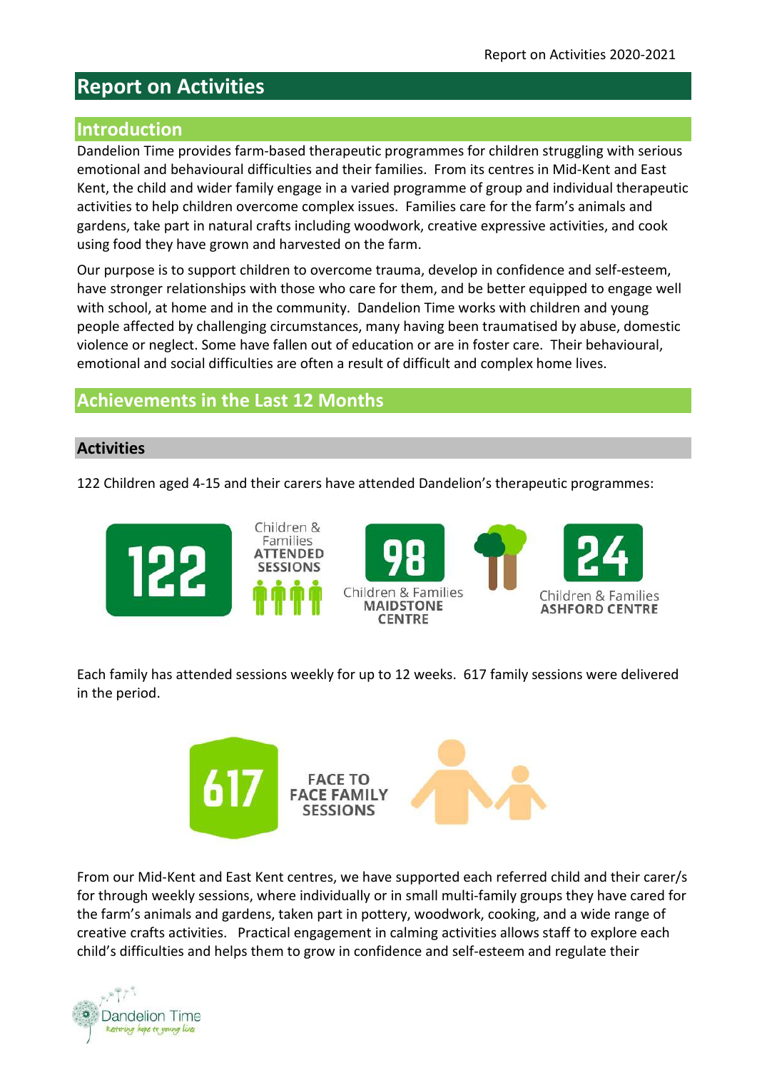# Report on Activities

## Introduction

Dandelion Time provides farm-based therapeutic programmes for children struggling with serious emotional and behavioural difficulties and their families. From its centres in Mid-Kent and East Kent, the child and wider family engage in a varied programme of group and individual therapeutic activities to help children overcome complex issues. Families care for the farm's animals and gardens, take part in natural crafts including woodwork, creative expressive activities, and cook using food they have grown and harvested on the farm.

Our purpose is to support children to overcome trauma, develop in confidence and self-esteem, have stronger relationships with those who care for them, and be better equipped to engage well with school, at home and in the community. Dandelion Time works with children and young people affected by challenging circumstances, many having been traumatised by abuse, domestic violence or neglect. Some have fallen out of education or are in foster care. Their behavioural, emotional and social difficulties are often a result of difficult and complex home lives.

## Achievements in the Last 12 Months

### Activities

122 Children aged 4-15 and their carers have attended Dandelion's therapeutic programmes:

**122** Children & Families **ATTENDED SESSIONS**

**98** Children & Families **MAIDSTONE CENTRE**

**24** Children & Families **ASHFORD CENTRE**

Each family has attended sessions weekly for up to 12 weeks. 617 family sessions were delivered in the period.

**617** **FACE TO FACE FAMILY SESSIONS**

From our Mid-Kent and East Kent centres, we have supported each referred child and their carer/s for through weekly sessions, where individually or in small multi-family groups they have cared for the farm's animals and gardens, taken part in pottery, woodwork, cooking, and a wide range of creative crafts activities. Practical engagement in calming activities allows staff to explore each child's difficulties and helps them to grow in confidence and self-esteem and regulate their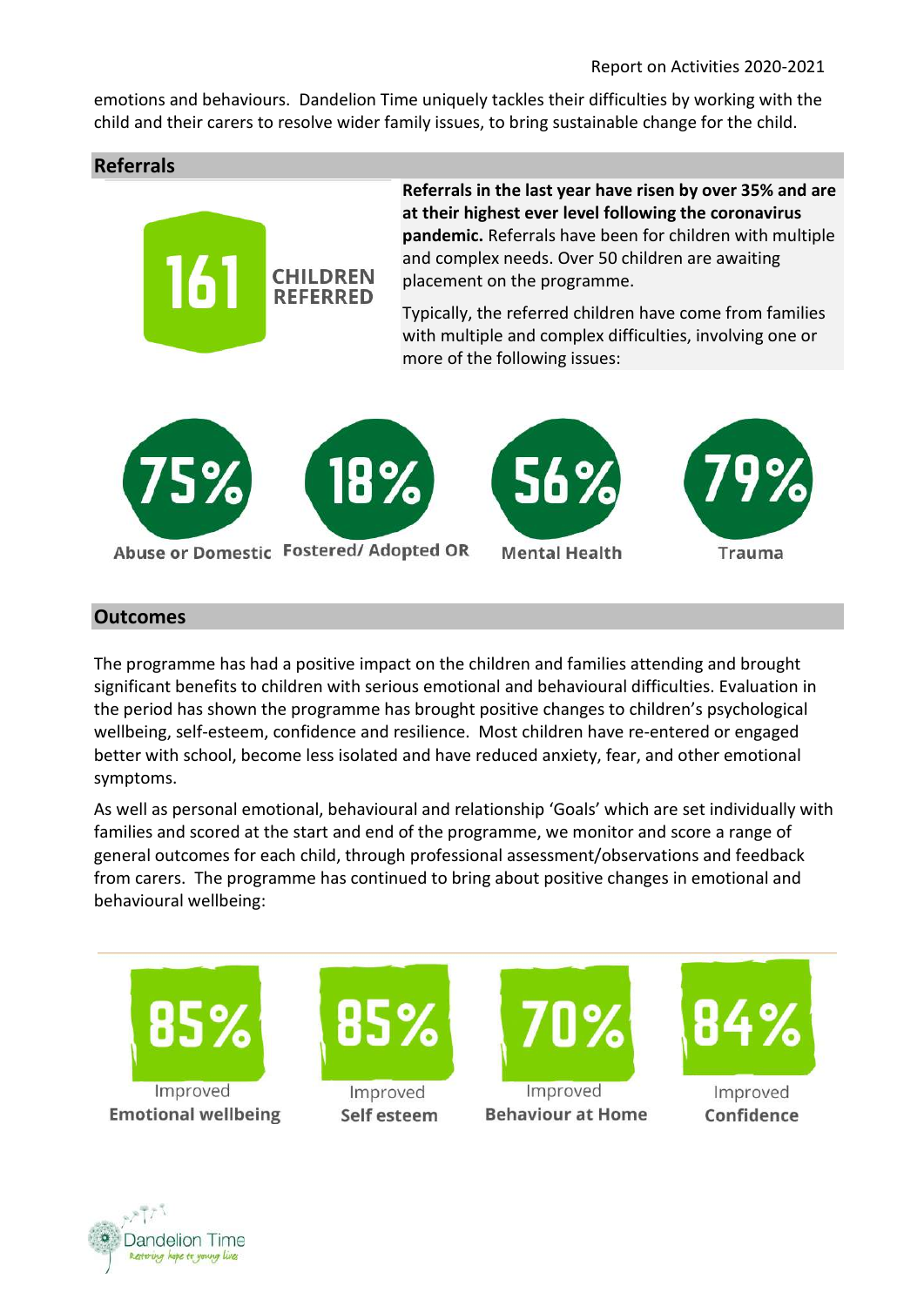emotions and behaviours. Dandelion Time uniquely tackles their difficulties by working with the child and their carers to resolve wider family issues, to bring sustainable change for the child.

## Referrals

**161** CHILDREN REFERRED

**Referrals in the last year have risen by over 35% and are at their highest ever level following the coronavirus pandemic.** Referrals have been for children with multiple and complex needs. Over 50 children are awaiting placement on the programme.

Typically, the referred children have come from families with multiple and complex difficulties, involving one or more of the following issues:

- **75%** Abuse or Domestic
- **18%** Fostered/ Adopted OR
- **56%** Mental Health
- **79%** Trauma

## Outcomes

The programme has had a positive impact on the children and families attending and brought significant benefits to children with serious emotional and behavioural difficulties. Evaluation in the period has shown the programme has brought positive changes to children's psychological wellbeing, self-esteem, confidence and resilience. Most children have re-entered or engaged better with school, become less isolated and have reduced anxiety, fear, and other emotional symptoms.

As well as personal emotional, behavioural and relationship 'Goals' which are set individually with families and scored at the start and end of the programme, we monitor and score a range of general outcomes for each child, through professional assessment/observations and feedback from carers. The programme has continued to bring about positive changes in emotional and behavioural wellbeing:

- **85%** Improved **Emotional wellbeing**
- **85%** Improved **Self esteem**
- **70%** Improved **Behaviour at Home**
- **84%** Improved **Confidence**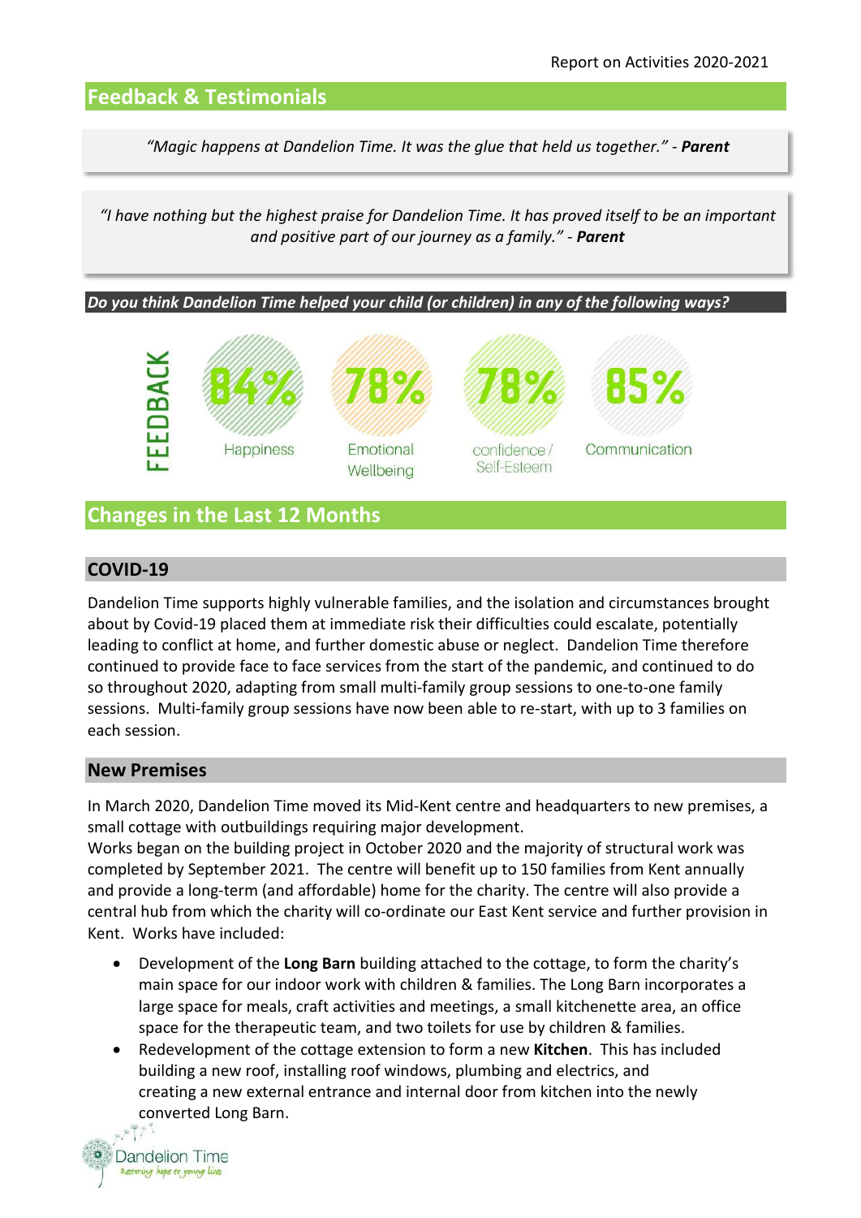## Feedback & Testimonials

> *"Magic happens at Dandelion Time. It was the glue that held us together."* - ***Parent***

> *"I have nothing but the highest praise for Dandelion Time. It has proved itself to be an important and positive part of our journey as a family."* - ***Parent***

***Do you think Dandelion Time helped your child (or children) in any of the following ways?***

FEEDBACK

| 84% | 78% | 78% | 85% |
|---|---|---|---|
| Happiness | Emotional Wellbeing | confidence / Self-Esteem | Communication |

## Changes in the Last 12 Months

### COVID-19

Dandelion Time supports highly vulnerable families, and the isolation and circumstances brought about by Covid-19 placed them at immediate risk their difficulties could escalate, potentially leading to conflict at home, and further domestic abuse or neglect. Dandelion Time therefore continued to provide face to face services from the start of the pandemic, and continued to do so throughout 2020, adapting from small multi-family group sessions to one-to-one family sessions. Multi-family group sessions have now been able to re-start, with up to 3 families on each session.

### New Premises

In March 2020, Dandelion Time moved its Mid-Kent centre and headquarters to new premises, a small cottage with outbuildings requiring major development.
Works began on the building project in October 2020 and the majority of structural work was completed by September 2021. The centre will benefit up to 150 families from Kent annually and provide a long-term (and affordable) home for the charity. The centre will also provide a central hub from which the charity will co-ordinate our East Kent service and further provision in Kent. Works have included:

- Development of the **Long Barn** building attached to the cottage, to form the charity's main space for our indoor work with children & families. The Long Barn incorporates a large space for meals, craft activities and meetings, a small kitchenette area, an office space for the therapeutic team, and two toilets for use by children & families.
- Redevelopment of the cottage extension to form a new **Kitchen**. This has included building a new roof, installing roof windows, plumbing and electrics, and creating a new external entrance and internal door from kitchen into the newly converted Long Barn.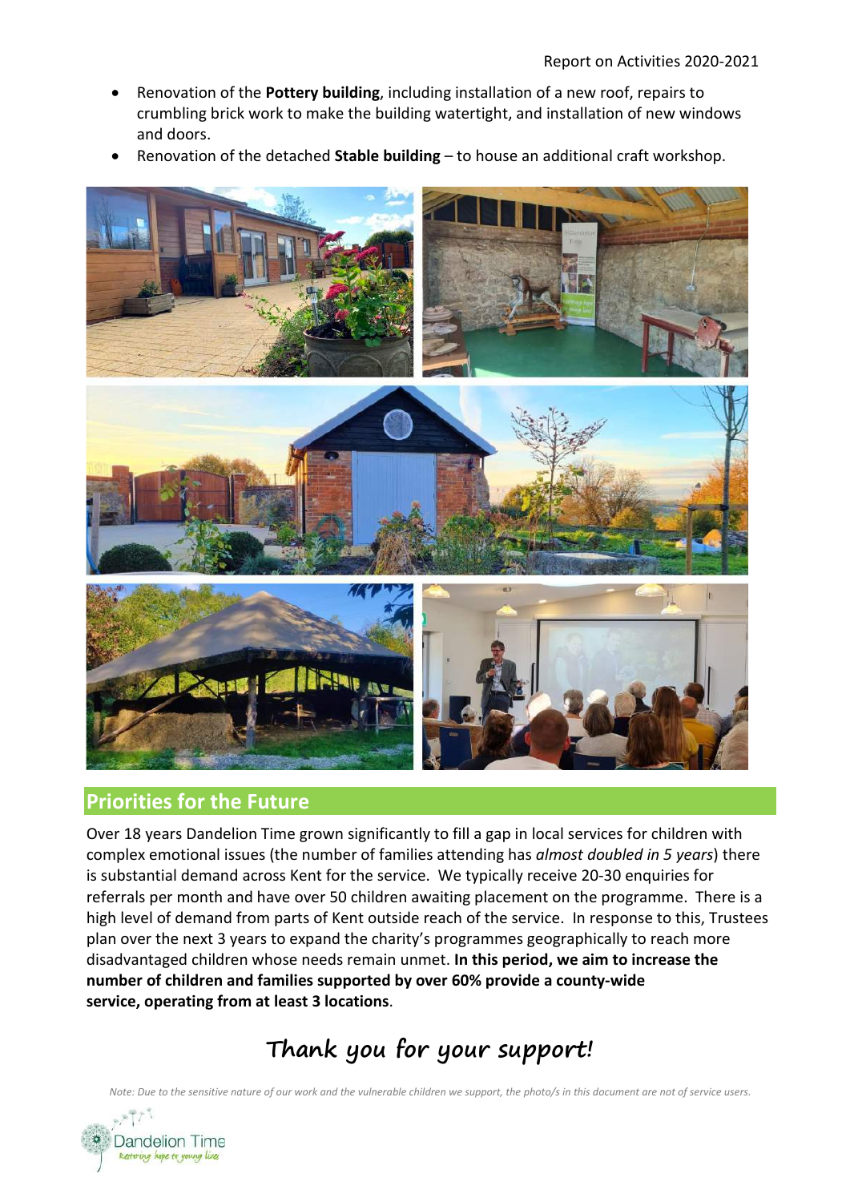- Renovation of the **Pottery building**, including installation of a new roof, repairs to crumbling brick work to make the building watertight, and installation of new windows and doors.
- Renovation of the detached **Stable building** – to house an additional craft workshop.

## Priorities for the Future

Over 18 years Dandelion Time grown significantly to fill a gap in local services for children with complex emotional issues (the number of families attending has *almost doubled in 5 years*) there is substantial demand across Kent for the service. We typically receive 20-30 enquiries for referrals per month and have over 50 children awaiting placement on the programme. There is a high level of demand from parts of Kent outside reach of the service. In response to this, Trustees plan over the next 3 years to expand the charity's programmes geographically to reach more disadvantaged children whose needs remain unmet. **In this period, we aim to increase the number of children and families supported by over 60% provide a county-wide service, operating from at least 3 locations**.

**Thank you for your support!**

*Note: Due to the sensitive nature of our work and the vulnerable children we support, the photo/s in this document are not of service users.*

Dandelion Time
Restoring hope to young lives